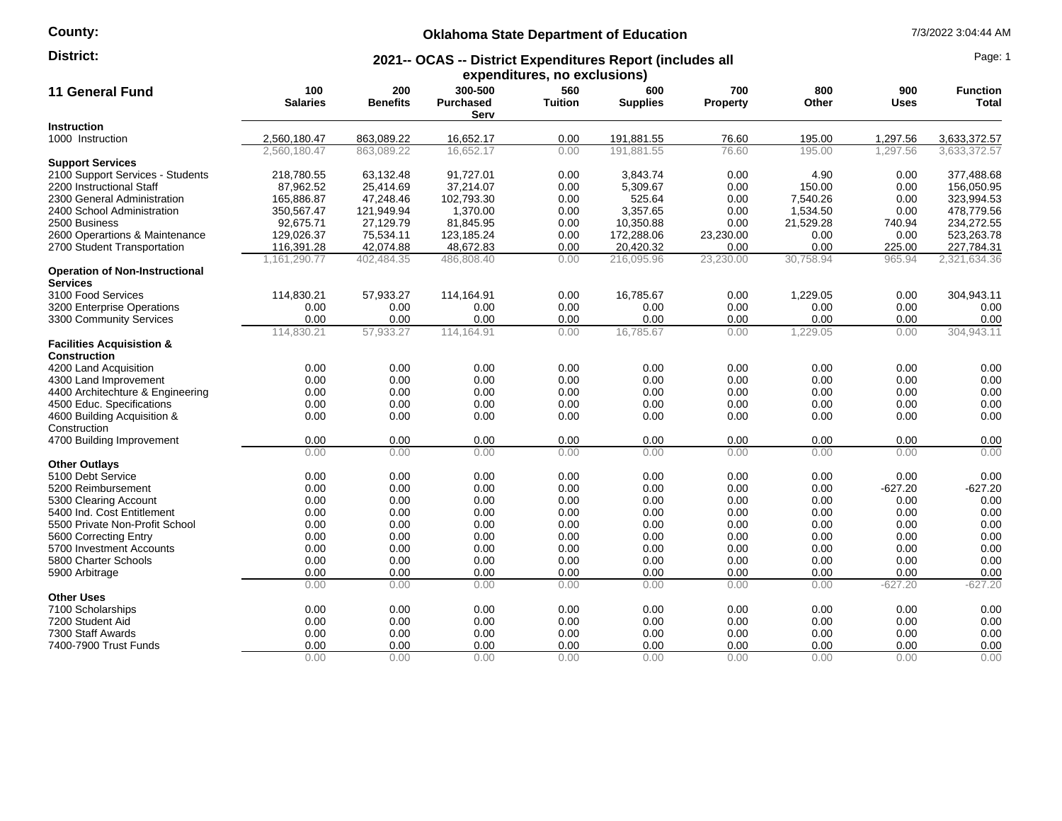**County:**

**District:**

**Oklahoma State Department of Education**

**2021-- OCAS -- District Expenditures Report (includes all expenditures, no exclusions)**

7/3/2022 3:04:44 AM

## 11 General Fund

| | 100 Salaries | 200 Benefits | 300-500 Purchased Serv | 560 Tuition | 600 Supplies | 700 Property | 800 Other | 900 Uses | Function Total |
|---|---|---|---|---|---|---|---|---|---|
| **Instruction** | | | | | | | | | |
| 1000 Instruction | 2,560,180.47 | 863,089.22 | 16,652.17 | 0.00 | 191,881.55 | 76.60 | 195.00 | 1,297.56 | 3,633,372.57 |
| | 2,560,180.47 | 863,089.22 | 16,652.17 | 0.00 | 191,881.55 | 76.60 | 195.00 | 1,297.56 | 3,633,372.57 |
| **Support Services** | | | | | | | | | |
| 2100 Support Services - Students | 218,780.55 | 63,132.48 | 91,727.01 | 0.00 | 3,843.74 | 0.00 | 4.90 | 0.00 | 377,488.68 |
| 2200 Instructional Staff | 87,962.52 | 25,414.69 | 37,214.07 | 0.00 | 5,309.67 | 0.00 | 150.00 | 0.00 | 156,050.95 |
| 2300 General Administration | 165,886.87 | 47,248.46 | 102,793.30 | 0.00 | 525.64 | 0.00 | 7,540.26 | 0.00 | 323,994.53 |
| 2400 School Administration | 350,567.47 | 121,949.94 | 1,370.00 | 0.00 | 3,357.65 | 0.00 | 1,534.50 | 0.00 | 478,779.56 |
| 2500 Business | 92,675.71 | 27,129.79 | 81,845.95 | 0.00 | 10,350.88 | 0.00 | 21,529.28 | 740.94 | 234,272.55 |
| 2600 Operartions & Maintenance | 129,026.37 | 75,534.11 | 123,185.24 | 0.00 | 172,288.06 | 23,230.00 | 0.00 | 0.00 | 523,263.78 |
| 2700 Student Transportation | 116,391.28 | 42,074.88 | 48,672.83 | 0.00 | 20,420.32 | 0.00 | 0.00 | 225.00 | 227,784.31 |
| | 1,161,290.77 | 402,484.35 | 486,808.40 | 0.00 | 216,095.96 | 23,230.00 | 30,758.94 | 965.94 | 2,321,634.36 |
| **Operation of Non-Instructional Services** | | | | | | | | | |
| 3100 Food Services | 114,830.21 | 57,933.27 | 114,164.91 | 0.00 | 16,785.67 | 0.00 | 1,229.05 | 0.00 | 304,943.11 |
| 3200 Enterprise Operations | 0.00 | 0.00 | 0.00 | 0.00 | 0.00 | 0.00 | 0.00 | 0.00 | 0.00 |
| 3300 Community Services | 0.00 | 0.00 | 0.00 | 0.00 | 0.00 | 0.00 | 0.00 | 0.00 | 0.00 |
| | 114,830.21 | 57,933.27 | 114,164.91 | 0.00 | 16,785.67 | 0.00 | 1,229.05 | 0.00 | 304,943.11 |
| **Facilities Acquisistion & Construction** | | | | | | | | | |
| 4200 Land Acquisition | 0.00 | 0.00 | 0.00 | 0.00 | 0.00 | 0.00 | 0.00 | 0.00 | 0.00 |
| 4300 Land Improvement | 0.00 | 0.00 | 0.00 | 0.00 | 0.00 | 0.00 | 0.00 | 0.00 | 0.00 |
| 4400 Architechture & Engineering | 0.00 | 0.00 | 0.00 | 0.00 | 0.00 | 0.00 | 0.00 | 0.00 | 0.00 |
| 4500 Educ. Specifications | 0.00 | 0.00 | 0.00 | 0.00 | 0.00 | 0.00 | 0.00 | 0.00 | 0.00 |
| 4600 Building Acquisition & Construction | 0.00 | 0.00 | 0.00 | 0.00 | 0.00 | 0.00 | 0.00 | 0.00 | 0.00 |
| 4700 Building Improvement | 0.00 | 0.00 | 0.00 | 0.00 | 0.00 | 0.00 | 0.00 | 0.00 | 0.00 |
| | 0.00 | 0.00 | 0.00 | 0.00 | 0.00 | 0.00 | 0.00 | 0.00 | 0.00 |
| **Other Outlays** | | | | | | | | | |
| 5100 Debt Service | 0.00 | 0.00 | 0.00 | 0.00 | 0.00 | 0.00 | 0.00 | 0.00 | 0.00 |
| 5200 Reimbursement | 0.00 | 0.00 | 0.00 | 0.00 | 0.00 | 0.00 | 0.00 | -627.20 | -627.20 |
| 5300 Clearing Account | 0.00 | 0.00 | 0.00 | 0.00 | 0.00 | 0.00 | 0.00 | 0.00 | 0.00 |
| 5400 Ind. Cost Entitlement | 0.00 | 0.00 | 0.00 | 0.00 | 0.00 | 0.00 | 0.00 | 0.00 | 0.00 |
| 5500 Private Non-Profit School | 0.00 | 0.00 | 0.00 | 0.00 | 0.00 | 0.00 | 0.00 | 0.00 | 0.00 |
| 5600 Correcting Entry | 0.00 | 0.00 | 0.00 | 0.00 | 0.00 | 0.00 | 0.00 | 0.00 | 0.00 |
| 5700 Investment Accounts | 0.00 | 0.00 | 0.00 | 0.00 | 0.00 | 0.00 | 0.00 | 0.00 | 0.00 |
| 5800 Charter Schools | 0.00 | 0.00 | 0.00 | 0.00 | 0.00 | 0.00 | 0.00 | 0.00 | 0.00 |
| 5900 Arbitrage | 0.00 | 0.00 | 0.00 | 0.00 | 0.00 | 0.00 | 0.00 | 0.00 | 0.00 |
| | 0.00 | 0.00 | 0.00 | 0.00 | 0.00 | 0.00 | 0.00 | -627.20 | -627.20 |
| **Other Uses** | | | | | | | | | |
| 7100 Scholarships | 0.00 | 0.00 | 0.00 | 0.00 | 0.00 | 0.00 | 0.00 | 0.00 | 0.00 |
| 7200 Student Aid | 0.00 | 0.00 | 0.00 | 0.00 | 0.00 | 0.00 | 0.00 | 0.00 | 0.00 |
| 7300 Staff Awards | 0.00 | 0.00 | 0.00 | 0.00 | 0.00 | 0.00 | 0.00 | 0.00 | 0.00 |
| 7400-7900 Trust Funds | 0.00 | 0.00 | 0.00 | 0.00 | 0.00 | 0.00 | 0.00 | 0.00 | 0.00 |
| | 0.00 | 0.00 | 0.00 | 0.00 | 0.00 | 0.00 | 0.00 | 0.00 | 0.00 |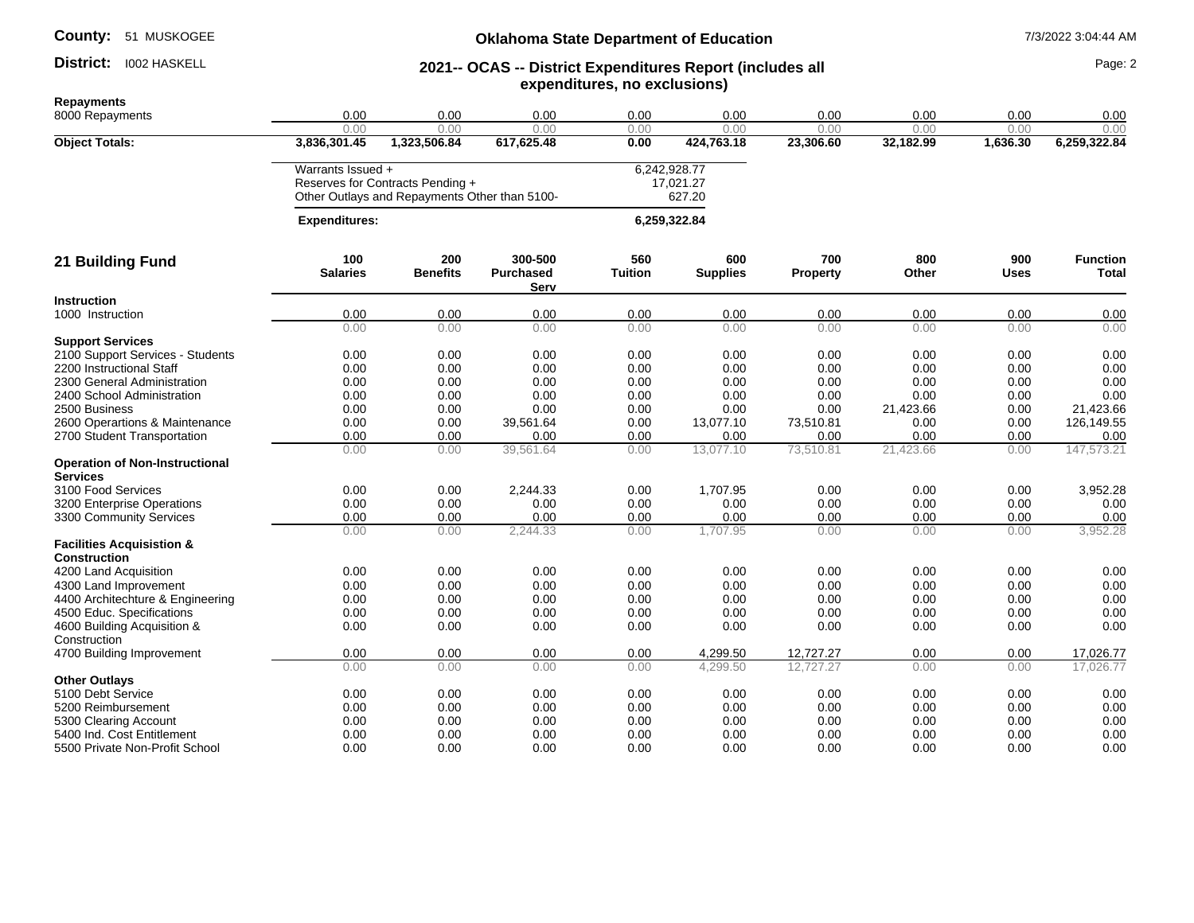| | | | | | | | | | |
|---|---|---|---|---|---|---|---|---|---|
| **Repayments** | | | | | | | | | |
| 8000 Repayments | 0.00 | 0.00 | 0.00 | 0.00 | 0.00 | 0.00 | 0.00 | 0.00 | 0.00 |
| | 0.00 | 0.00 | 0.00 | 0.00 | 0.00 | 0.00 | 0.00 | 0.00 | 0.00 |
| **Object Totals:** | **3,836,301.45** | **1,323,506.84** | **617,625.48** | **0.00** | **424,763.18** | **23,306.60** | **32,182.99** | **1,636.30** | **6,259,322.84** |

| | |
|---|---|
| Warrants Issued + | 6,242,928.77 |
| Reserves for Contracts Pending + | 17,021.27 |
| Other Outlays and Repayments Other than 5100- | 627.20 |
| **Expenditures:** | **6,259,322.84** |

## 21 Building Fund

| | 100 Salaries | 200 Benefits | 300-500 Purchased Serv | 560 Tuition | 600 Supplies | 700 Property | 800 Other | 900 Uses | Function Total |
|---|---|---|---|---|---|---|---|---|---|
| **Instruction** | | | | | | | | | |
| 1000 Instruction | 0.00 | 0.00 | 0.00 | 0.00 | 0.00 | 0.00 | 0.00 | 0.00 | 0.00 |
| | 0.00 | 0.00 | 0.00 | 0.00 | 0.00 | 0.00 | 0.00 | 0.00 | 0.00 |
| **Support Services** | | | | | | | | | |
| 2100 Support Services - Students | 0.00 | 0.00 | 0.00 | 0.00 | 0.00 | 0.00 | 0.00 | 0.00 | 0.00 |
| 2200 Instructional Staff | 0.00 | 0.00 | 0.00 | 0.00 | 0.00 | 0.00 | 0.00 | 0.00 | 0.00 |
| 2300 General Administration | 0.00 | 0.00 | 0.00 | 0.00 | 0.00 | 0.00 | 0.00 | 0.00 | 0.00 |
| 2400 School Administration | 0.00 | 0.00 | 0.00 | 0.00 | 0.00 | 0.00 | 0.00 | 0.00 | 0.00 |
| 2500 Business | 0.00 | 0.00 | 0.00 | 0.00 | 0.00 | 0.00 | 21,423.66 | 0.00 | 21,423.66 |
| 2600 Operartions & Maintenance | 0.00 | 0.00 | 39,561.64 | 0.00 | 13,077.10 | 73,510.81 | 0.00 | 0.00 | 126,149.55 |
| 2700 Student Transportation | 0.00 | 0.00 | 0.00 | 0.00 | 0.00 | 0.00 | 0.00 | 0.00 | 0.00 |
| | 0.00 | 0.00 | 39,561.64 | 0.00 | 13,077.10 | 73,510.81 | 21,423.66 | 0.00 | 147,573.21 |
| **Operation of Non-Instructional Services** | | | | | | | | | |
| 3100 Food Services | 0.00 | 0.00 | 2,244.33 | 0.00 | 1,707.95 | 0.00 | 0.00 | 0.00 | 3,952.28 |
| 3200 Enterprise Operations | 0.00 | 0.00 | 0.00 | 0.00 | 0.00 | 0.00 | 0.00 | 0.00 | 0.00 |
| 3300 Community Services | 0.00 | 0.00 | 0.00 | 0.00 | 0.00 | 0.00 | 0.00 | 0.00 | 0.00 |
| | 0.00 | 0.00 | 2,244.33 | 0.00 | 1,707.95 | 0.00 | 0.00 | 0.00 | 3,952.28 |
| **Facilities Acquisistion & Construction** | | | | | | | | | |
| 4200 Land Acquisition | 0.00 | 0.00 | 0.00 | 0.00 | 0.00 | 0.00 | 0.00 | 0.00 | 0.00 |
| 4300 Land Improvement | 0.00 | 0.00 | 0.00 | 0.00 | 0.00 | 0.00 | 0.00 | 0.00 | 0.00 |
| 4400 Architechture & Engineering | 0.00 | 0.00 | 0.00 | 0.00 | 0.00 | 0.00 | 0.00 | 0.00 | 0.00 |
| 4500 Educ. Specifications | 0.00 | 0.00 | 0.00 | 0.00 | 0.00 | 0.00 | 0.00 | 0.00 | 0.00 |
| 4600 Building Acquisition & Construction | 0.00 | 0.00 | 0.00 | 0.00 | 0.00 | 0.00 | 0.00 | 0.00 | 0.00 |
| 4700 Building Improvement | 0.00 | 0.00 | 0.00 | 0.00 | 4,299.50 | 12,727.27 | 0.00 | 0.00 | 17,026.77 |
| | 0.00 | 0.00 | 0.00 | 0.00 | 4,299.50 | 12,727.27 | 0.00 | 0.00 | 17,026.77 |
| **Other Outlays** | | | | | | | | | |
| 5100 Debt Service | 0.00 | 0.00 | 0.00 | 0.00 | 0.00 | 0.00 | 0.00 | 0.00 | 0.00 |
| 5200 Reimbursement | 0.00 | 0.00 | 0.00 | 0.00 | 0.00 | 0.00 | 0.00 | 0.00 | 0.00 |
| 5300 Clearing Account | 0.00 | 0.00 | 0.00 | 0.00 | 0.00 | 0.00 | 0.00 | 0.00 | 0.00 |
| 5400 Ind. Cost Entitlement | 0.00 | 0.00 | 0.00 | 0.00 | 0.00 | 0.00 | 0.00 | 0.00 | 0.00 |
| 5500 Private Non-Profit School | 0.00 | 0.00 | 0.00 | 0.00 | 0.00 | 0.00 | 0.00 | 0.00 | 0.00 |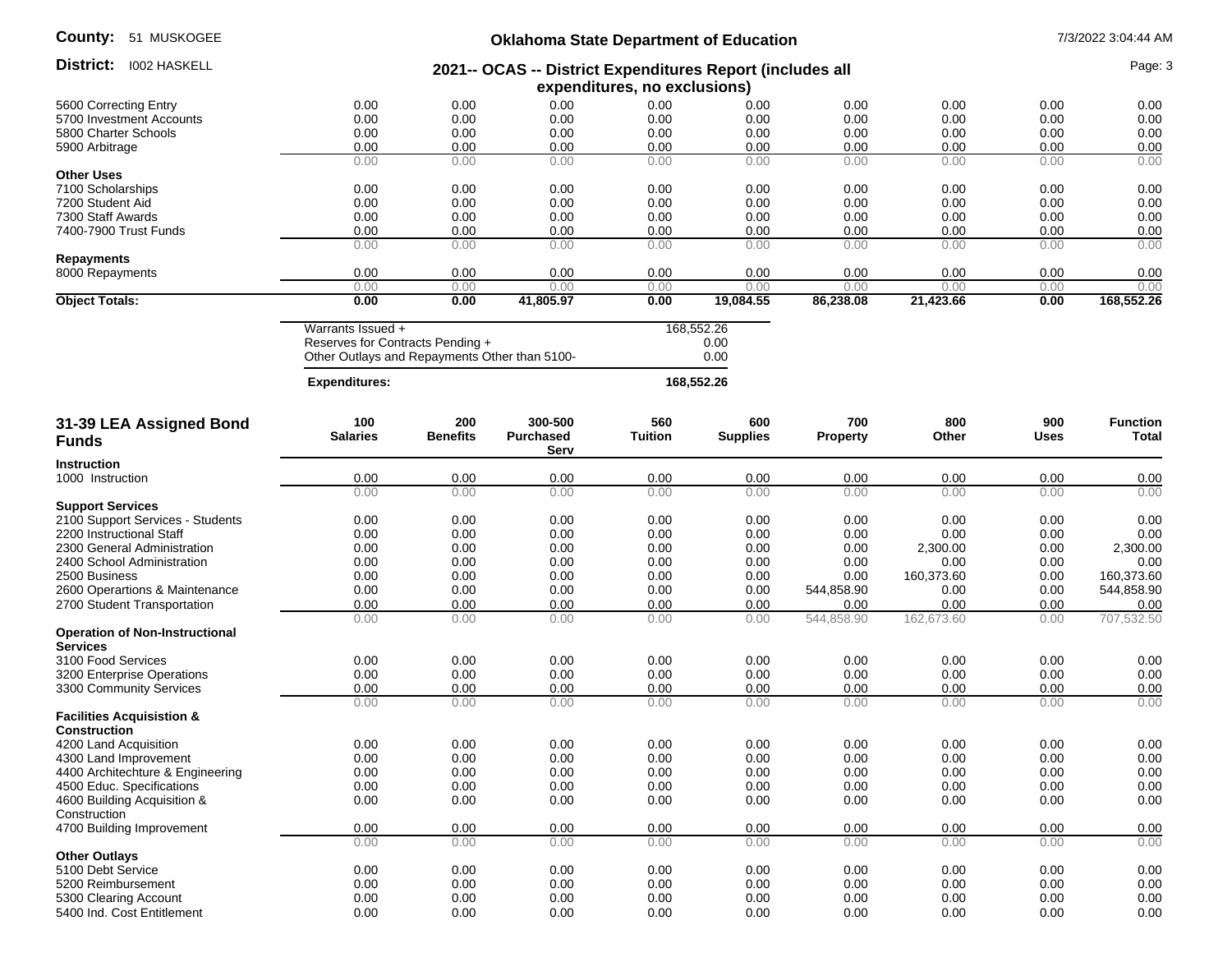| | | | | | | | | | |
|---|---|---|---|---|---|---|---|---|---|
| 5600 Correcting Entry | 0.00 | 0.00 | 0.00 | 0.00 | 0.00 | 0.00 | 0.00 | 0.00 | 0.00 |
| 5700 Investment Accounts | 0.00 | 0.00 | 0.00 | 0.00 | 0.00 | 0.00 | 0.00 | 0.00 | 0.00 |
| 5800 Charter Schools | 0.00 | 0.00 | 0.00 | 0.00 | 0.00 | 0.00 | 0.00 | 0.00 | 0.00 |
| 5900 Arbitrage | 0.00 | 0.00 | 0.00 | 0.00 | 0.00 | 0.00 | 0.00 | 0.00 | 0.00 |
| | 0.00 | 0.00 | 0.00 | 0.00 | 0.00 | 0.00 | 0.00 | 0.00 | 0.00 |
| **Other Uses** | | | | | | | | | |
| 7100 Scholarships | 0.00 | 0.00 | 0.00 | 0.00 | 0.00 | 0.00 | 0.00 | 0.00 | 0.00 |
| 7200 Student Aid | 0.00 | 0.00 | 0.00 | 0.00 | 0.00 | 0.00 | 0.00 | 0.00 | 0.00 |
| 7300 Staff Awards | 0.00 | 0.00 | 0.00 | 0.00 | 0.00 | 0.00 | 0.00 | 0.00 | 0.00 |
| 7400-7900 Trust Funds | 0.00 | 0.00 | 0.00 | 0.00 | 0.00 | 0.00 | 0.00 | 0.00 | 0.00 |
| | 0.00 | 0.00 | 0.00 | 0.00 | 0.00 | 0.00 | 0.00 | 0.00 | 0.00 |
| **Repayments** | | | | | | | | | |
| 8000 Repayments | 0.00 | 0.00 | 0.00 | 0.00 | 0.00 | 0.00 | 0.00 | 0.00 | 0.00 |
| | 0.00 | 0.00 | 0.00 | 0.00 | 0.00 | 0.00 | 0.00 | 0.00 | 0.00 |
| **Object Totals:** | **0.00** | **0.00** | **41,805.97** | **0.00** | **19,084.55** | **86,238.08** | **21,423.66** | **0.00** | **168,552.26** |

| | |
|---|---|
| Warrants Issued + | 168,552.26 |
| Reserves for Contracts Pending + | 0.00 |
| Other Outlays and Repayments Other than 5100- | 0.00 |
| **Expenditures:** | **168,552.26** |

## 31-39 LEA Assigned Bond Funds

| | 100 Salaries | 200 Benefits | 300-500 Purchased Serv | 560 Tuition | 600 Supplies | 700 Property | 800 Other | 900 Uses | Function Total |
|---|---|---|---|---|---|---|---|---|---|
| **Instruction** | | | | | | | | | |
| 1000 Instruction | 0.00 | 0.00 | 0.00 | 0.00 | 0.00 | 0.00 | 0.00 | 0.00 | 0.00 |
| | 0.00 | 0.00 | 0.00 | 0.00 | 0.00 | 0.00 | 0.00 | 0.00 | 0.00 |
| **Support Services** | | | | | | | | | |
| 2100 Support Services - Students | 0.00 | 0.00 | 0.00 | 0.00 | 0.00 | 0.00 | 0.00 | 0.00 | 0.00 |
| 2200 Instructional Staff | 0.00 | 0.00 | 0.00 | 0.00 | 0.00 | 0.00 | 0.00 | 0.00 | 0.00 |
| 2300 General Administration | 0.00 | 0.00 | 0.00 | 0.00 | 0.00 | 0.00 | 2,300.00 | 0.00 | 2,300.00 |
| 2400 School Administration | 0.00 | 0.00 | 0.00 | 0.00 | 0.00 | 0.00 | 0.00 | 0.00 | 0.00 |
| 2500 Business | 0.00 | 0.00 | 0.00 | 0.00 | 0.00 | 0.00 | 160,373.60 | 0.00 | 160,373.60 |
| 2600 Operartions & Maintenance | 0.00 | 0.00 | 0.00 | 0.00 | 0.00 | 544,858.90 | 0.00 | 0.00 | 544,858.90 |
| 2700 Student Transportation | 0.00 | 0.00 | 0.00 | 0.00 | 0.00 | 0.00 | 0.00 | 0.00 | 0.00 |
| | 0.00 | 0.00 | 0.00 | 0.00 | 0.00 | 544,858.90 | 162,673.60 | 0.00 | 707,532.50 |
| **Operation of Non-Instructional Services** | | | | | | | | | |
| 3100 Food Services | 0.00 | 0.00 | 0.00 | 0.00 | 0.00 | 0.00 | 0.00 | 0.00 | 0.00 |
| 3200 Enterprise Operations | 0.00 | 0.00 | 0.00 | 0.00 | 0.00 | 0.00 | 0.00 | 0.00 | 0.00 |
| 3300 Community Services | 0.00 | 0.00 | 0.00 | 0.00 | 0.00 | 0.00 | 0.00 | 0.00 | 0.00 |
| | 0.00 | 0.00 | 0.00 | 0.00 | 0.00 | 0.00 | 0.00 | 0.00 | 0.00 |
| **Facilities Acquisistion & Construction** | | | | | | | | | |
| 4200 Land Acquisition | 0.00 | 0.00 | 0.00 | 0.00 | 0.00 | 0.00 | 0.00 | 0.00 | 0.00 |
| 4300 Land Improvement | 0.00 | 0.00 | 0.00 | 0.00 | 0.00 | 0.00 | 0.00 | 0.00 | 0.00 |
| 4400 Architechture & Engineering | 0.00 | 0.00 | 0.00 | 0.00 | 0.00 | 0.00 | 0.00 | 0.00 | 0.00 |
| 4500 Educ. Specifications | 0.00 | 0.00 | 0.00 | 0.00 | 0.00 | 0.00 | 0.00 | 0.00 | 0.00 |
| 4600 Building Acquisition & Construction | 0.00 | 0.00 | 0.00 | 0.00 | 0.00 | 0.00 | 0.00 | 0.00 | 0.00 |
| 4700 Building Improvement | 0.00 | 0.00 | 0.00 | 0.00 | 0.00 | 0.00 | 0.00 | 0.00 | 0.00 |
| | 0.00 | 0.00 | 0.00 | 0.00 | 0.00 | 0.00 | 0.00 | 0.00 | 0.00 |
| **Other Outlays** | | | | | | | | | |
| 5100 Debt Service | 0.00 | 0.00 | 0.00 | 0.00 | 0.00 | 0.00 | 0.00 | 0.00 | 0.00 |
| 5200 Reimbursement | 0.00 | 0.00 | 0.00 | 0.00 | 0.00 | 0.00 | 0.00 | 0.00 | 0.00 |
| 5300 Clearing Account | 0.00 | 0.00 | 0.00 | 0.00 | 0.00 | 0.00 | 0.00 | 0.00 | 0.00 |
| 5400 Ind. Cost Entitlement | 0.00 | 0.00 | 0.00 | 0.00 | 0.00 | 0.00 | 0.00 | 0.00 | 0.00 |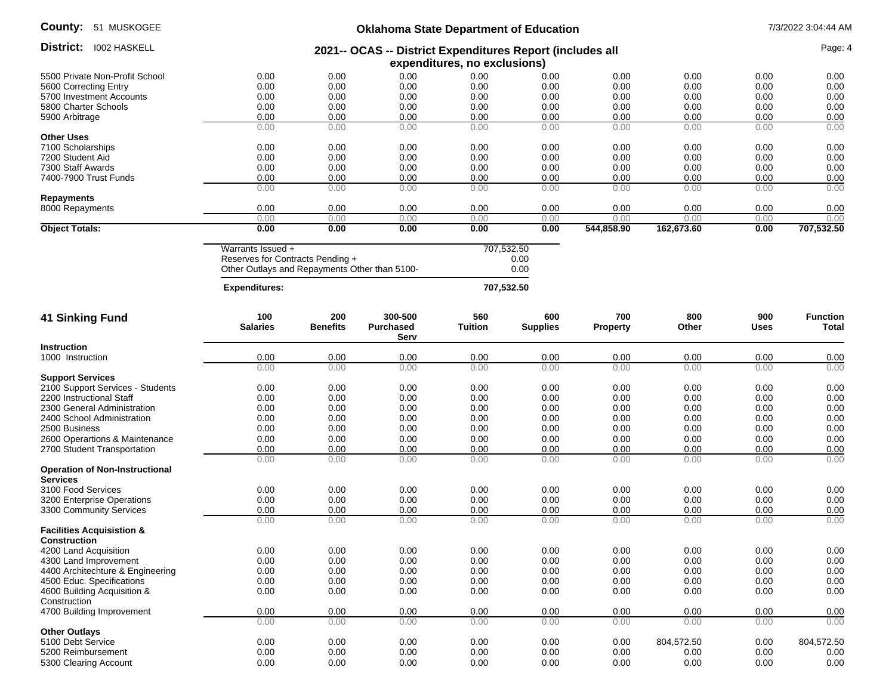| | | | | | | | | | |
|---|---|---|---|---|---|---|---|---|---|
| 5500 Private Non-Profit School | 0.00 | 0.00 | 0.00 | 0.00 | 0.00 | 0.00 | 0.00 | 0.00 | 0.00 |
| 5600 Correcting Entry | 0.00 | 0.00 | 0.00 | 0.00 | 0.00 | 0.00 | 0.00 | 0.00 | 0.00 |
| 5700 Investment Accounts | 0.00 | 0.00 | 0.00 | 0.00 | 0.00 | 0.00 | 0.00 | 0.00 | 0.00 |
| 5800 Charter Schools | 0.00 | 0.00 | 0.00 | 0.00 | 0.00 | 0.00 | 0.00 | 0.00 | 0.00 |
| 5900 Arbitrage | 0.00 | 0.00 | 0.00 | 0.00 | 0.00 | 0.00 | 0.00 | 0.00 | 0.00 |
| | 0.00 | 0.00 | 0.00 | 0.00 | 0.00 | 0.00 | 0.00 | 0.00 | 0.00 |
| **Other Uses** | | | | | | | | | |
| 7100 Scholarships | 0.00 | 0.00 | 0.00 | 0.00 | 0.00 | 0.00 | 0.00 | 0.00 | 0.00 |
| 7200 Student Aid | 0.00 | 0.00 | 0.00 | 0.00 | 0.00 | 0.00 | 0.00 | 0.00 | 0.00 |
| 7300 Staff Awards | 0.00 | 0.00 | 0.00 | 0.00 | 0.00 | 0.00 | 0.00 | 0.00 | 0.00 |
| 7400-7900 Trust Funds | 0.00 | 0.00 | 0.00 | 0.00 | 0.00 | 0.00 | 0.00 | 0.00 | 0.00 |
| | 0.00 | 0.00 | 0.00 | 0.00 | 0.00 | 0.00 | 0.00 | 0.00 | 0.00 |
| **Repayments** | | | | | | | | | |
| 8000 Repayments | 0.00 | 0.00 | 0.00 | 0.00 | 0.00 | 0.00 | 0.00 | 0.00 | 0.00 |
| | 0.00 | 0.00 | 0.00 | 0.00 | 0.00 | 0.00 | 0.00 | 0.00 | 0.00 |
| **Object Totals:** | **0.00** | **0.00** | **0.00** | **0.00** | **0.00** | **544,858.90** | **162,673.60** | **0.00** | **707,532.50** |

| | |
|---|---|
| Warrants Issued + | 707,532.50 |
| Reserves for Contracts Pending + | 0.00 |
| Other Outlays and Repayments Other than 5100- | 0.00 |
| **Expenditures:** | **707,532.50** |

## 41 Sinking Fund

| | 100 Salaries | 200 Benefits | 300-500 Purchased Serv | 560 Tuition | 600 Supplies | 700 Property | 800 Other | 900 Uses | Function Total |
|---|---|---|---|---|---|---|---|---|---|
| **Instruction** | | | | | | | | | |
| 1000 Instruction | 0.00 | 0.00 | 0.00 | 0.00 | 0.00 | 0.00 | 0.00 | 0.00 | 0.00 |
| | 0.00 | 0.00 | 0.00 | 0.00 | 0.00 | 0.00 | 0.00 | 0.00 | 0.00 |
| **Support Services** | | | | | | | | | |
| 2100 Support Services - Students | 0.00 | 0.00 | 0.00 | 0.00 | 0.00 | 0.00 | 0.00 | 0.00 | 0.00 |
| 2200 Instructional Staff | 0.00 | 0.00 | 0.00 | 0.00 | 0.00 | 0.00 | 0.00 | 0.00 | 0.00 |
| 2300 General Administration | 0.00 | 0.00 | 0.00 | 0.00 | 0.00 | 0.00 | 0.00 | 0.00 | 0.00 |
| 2400 School Administration | 0.00 | 0.00 | 0.00 | 0.00 | 0.00 | 0.00 | 0.00 | 0.00 | 0.00 |
| 2500 Business | 0.00 | 0.00 | 0.00 | 0.00 | 0.00 | 0.00 | 0.00 | 0.00 | 0.00 |
| 2600 Operartions & Maintenance | 0.00 | 0.00 | 0.00 | 0.00 | 0.00 | 0.00 | 0.00 | 0.00 | 0.00 |
| 2700 Student Transportation | 0.00 | 0.00 | 0.00 | 0.00 | 0.00 | 0.00 | 0.00 | 0.00 | 0.00 |
| | 0.00 | 0.00 | 0.00 | 0.00 | 0.00 | 0.00 | 0.00 | 0.00 | 0.00 |
| **Operation of Non-Instructional Services** | | | | | | | | | |
| 3100 Food Services | 0.00 | 0.00 | 0.00 | 0.00 | 0.00 | 0.00 | 0.00 | 0.00 | 0.00 |
| 3200 Enterprise Operations | 0.00 | 0.00 | 0.00 | 0.00 | 0.00 | 0.00 | 0.00 | 0.00 | 0.00 |
| 3300 Community Services | 0.00 | 0.00 | 0.00 | 0.00 | 0.00 | 0.00 | 0.00 | 0.00 | 0.00 |
| | 0.00 | 0.00 | 0.00 | 0.00 | 0.00 | 0.00 | 0.00 | 0.00 | 0.00 |
| **Facilities Acquisistion & Construction** | | | | | | | | | |
| 4200 Land Acquisition | 0.00 | 0.00 | 0.00 | 0.00 | 0.00 | 0.00 | 0.00 | 0.00 | 0.00 |
| 4300 Land Improvement | 0.00 | 0.00 | 0.00 | 0.00 | 0.00 | 0.00 | 0.00 | 0.00 | 0.00 |
| 4400 Architechture & Engineering | 0.00 | 0.00 | 0.00 | 0.00 | 0.00 | 0.00 | 0.00 | 0.00 | 0.00 |
| 4500 Educ. Specifications | 0.00 | 0.00 | 0.00 | 0.00 | 0.00 | 0.00 | 0.00 | 0.00 | 0.00 |
| 4600 Building Acquisition & Construction | 0.00 | 0.00 | 0.00 | 0.00 | 0.00 | 0.00 | 0.00 | 0.00 | 0.00 |
| 4700 Building Improvement | 0.00 | 0.00 | 0.00 | 0.00 | 0.00 | 0.00 | 0.00 | 0.00 | 0.00 |
| | 0.00 | 0.00 | 0.00 | 0.00 | 0.00 | 0.00 | 0.00 | 0.00 | 0.00 |
| **Other Outlays** | | | | | | | | | |
| 5100 Debt Service | 0.00 | 0.00 | 0.00 | 0.00 | 0.00 | 0.00 | 804,572.50 | 0.00 | 804,572.50 |
| 5200 Reimbursement | 0.00 | 0.00 | 0.00 | 0.00 | 0.00 | 0.00 | 0.00 | 0.00 | 0.00 |
| 5300 Clearing Account | 0.00 | 0.00 | 0.00 | 0.00 | 0.00 | 0.00 | 0.00 | 0.00 | 0.00 |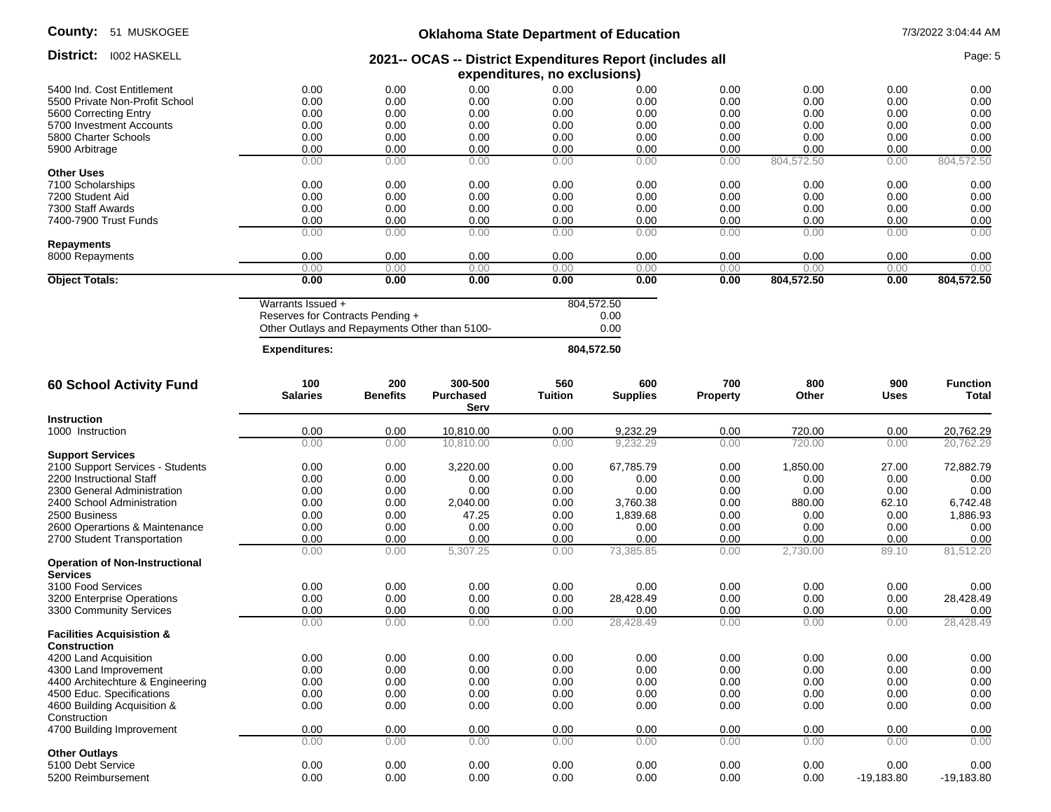**County:** 51 MUSKOGEE

**District:** I002 HASKELL

## Oklahoma State Department of Education

### 2021-- OCAS -- District Expenditures Report (includes all expenditures, no exclusions)

| | | | | | | | | | |
|---|---|---|---|---|---|---|---|---|---|
| 5400 Ind. Cost Entitlement | 0.00 | 0.00 | 0.00 | 0.00 | 0.00 | 0.00 | 0.00 | 0.00 | 0.00 |
| 5500 Private Non-Profit School | 0.00 | 0.00 | 0.00 | 0.00 | 0.00 | 0.00 | 0.00 | 0.00 | 0.00 |
| 5600 Correcting Entry | 0.00 | 0.00 | 0.00 | 0.00 | 0.00 | 0.00 | 0.00 | 0.00 | 0.00 |
| 5700 Investment Accounts | 0.00 | 0.00 | 0.00 | 0.00 | 0.00 | 0.00 | 0.00 | 0.00 | 0.00 |
| 5800 Charter Schools | 0.00 | 0.00 | 0.00 | 0.00 | 0.00 | 0.00 | 0.00 | 0.00 | 0.00 |
| 5900 Arbitrage | 0.00 | 0.00 | 0.00 | 0.00 | 0.00 | 0.00 | 0.00 | 0.00 | 0.00 |
| | 0.00 | 0.00 | 0.00 | 0.00 | 0.00 | 0.00 | 804,572.50 | 0.00 | 804,572.50 |
| **Other Uses** | | | | | | | | | |
| 7100 Scholarships | 0.00 | 0.00 | 0.00 | 0.00 | 0.00 | 0.00 | 0.00 | 0.00 | 0.00 |
| 7200 Student Aid | 0.00 | 0.00 | 0.00 | 0.00 | 0.00 | 0.00 | 0.00 | 0.00 | 0.00 |
| 7300 Staff Awards | 0.00 | 0.00 | 0.00 | 0.00 | 0.00 | 0.00 | 0.00 | 0.00 | 0.00 |
| 7400-7900 Trust Funds | 0.00 | 0.00 | 0.00 | 0.00 | 0.00 | 0.00 | 0.00 | 0.00 | 0.00 |
| | 0.00 | 0.00 | 0.00 | 0.00 | 0.00 | 0.00 | 0.00 | 0.00 | 0.00 |
| **Repayments** | | | | | | | | | |
| 8000 Repayments | 0.00 | 0.00 | 0.00 | 0.00 | 0.00 | 0.00 | 0.00 | 0.00 | 0.00 |
| | 0.00 | 0.00 | 0.00 | 0.00 | 0.00 | 0.00 | 0.00 | 0.00 | 0.00 |
| **Object Totals:** | **0.00** | **0.00** | **0.00** | **0.00** | **0.00** | **0.00** | **804,572.50** | **0.00** | **804,572.50** |

| | |
|---|---|
| Warrants Issued + | 804,572.50 |
| Reserves for Contracts Pending + | 0.00 |
| Other Outlays and Repayments Other than 5100- | 0.00 |
| **Expenditures:** | **804,572.50** |

## 60 School Activity Fund

| | 100 Salaries | 200 Benefits | 300-500 Purchased Serv | 560 Tuition | 600 Supplies | 700 Property | 800 Other | 900 Uses | Function Total |
|---|---|---|---|---|---|---|---|---|---|
| **Instruction** | | | | | | | | | |
| 1000 Instruction | 0.00 | 0.00 | 10,810.00 | 0.00 | 9,232.29 | 0.00 | 720.00 | 0.00 | 20,762.29 |
| | 0.00 | 0.00 | 10,810.00 | 0.00 | 9,232.29 | 0.00 | 720.00 | 0.00 | 20,762.29 |
| **Support Services** | | | | | | | | | |
| 2100 Support Services - Students | 0.00 | 0.00 | 3,220.00 | 0.00 | 67,785.79 | 0.00 | 1,850.00 | 27.00 | 72,882.79 |
| 2200 Instructional Staff | 0.00 | 0.00 | 0.00 | 0.00 | 0.00 | 0.00 | 0.00 | 0.00 | 0.00 |
| 2300 General Administration | 0.00 | 0.00 | 0.00 | 0.00 | 0.00 | 0.00 | 0.00 | 0.00 | 0.00 |
| 2400 School Administration | 0.00 | 0.00 | 2,040.00 | 0.00 | 3,760.38 | 0.00 | 880.00 | 62.10 | 6,742.48 |
| 2500 Business | 0.00 | 0.00 | 47.25 | 0.00 | 1,839.68 | 0.00 | 0.00 | 0.00 | 1,886.93 |
| 2600 Operartions & Maintenance | 0.00 | 0.00 | 0.00 | 0.00 | 0.00 | 0.00 | 0.00 | 0.00 | 0.00 |
| 2700 Student Transportation | 0.00 | 0.00 | 0.00 | 0.00 | 0.00 | 0.00 | 0.00 | 0.00 | 0.00 |
| | 0.00 | 0.00 | 5,307.25 | 0.00 | 73,385.85 | 0.00 | 2,730.00 | 89.10 | 81,512.20 |
| **Operation of Non-Instructional Services** | | | | | | | | | |
| 3100 Food Services | 0.00 | 0.00 | 0.00 | 0.00 | 0.00 | 0.00 | 0.00 | 0.00 | 0.00 |
| 3200 Enterprise Operations | 0.00 | 0.00 | 0.00 | 0.00 | 28,428.49 | 0.00 | 0.00 | 0.00 | 28,428.49 |
| 3300 Community Services | 0.00 | 0.00 | 0.00 | 0.00 | 0.00 | 0.00 | 0.00 | 0.00 | 0.00 |
| | 0.00 | 0.00 | 0.00 | 0.00 | 28,428.49 | 0.00 | 0.00 | 0.00 | 28,428.49 |
| **Facilities Acquisistion & Construction** | | | | | | | | | |
| 4200 Land Acquisition | 0.00 | 0.00 | 0.00 | 0.00 | 0.00 | 0.00 | 0.00 | 0.00 | 0.00 |
| 4300 Land Improvement | 0.00 | 0.00 | 0.00 | 0.00 | 0.00 | 0.00 | 0.00 | 0.00 | 0.00 |
| 4400 Architechture & Engineering | 0.00 | 0.00 | 0.00 | 0.00 | 0.00 | 0.00 | 0.00 | 0.00 | 0.00 |
| 4500 Educ. Specifications | 0.00 | 0.00 | 0.00 | 0.00 | 0.00 | 0.00 | 0.00 | 0.00 | 0.00 |
| 4600 Building Acquisition & Construction | 0.00 | 0.00 | 0.00 | 0.00 | 0.00 | 0.00 | 0.00 | 0.00 | 0.00 |
| 4700 Building Improvement | 0.00 | 0.00 | 0.00 | 0.00 | 0.00 | 0.00 | 0.00 | 0.00 | 0.00 |
| | 0.00 | 0.00 | 0.00 | 0.00 | 0.00 | 0.00 | 0.00 | 0.00 | 0.00 |
| **Other Outlays** | | | | | | | | | |
| 5100 Debt Service | 0.00 | 0.00 | 0.00 | 0.00 | 0.00 | 0.00 | 0.00 | 0.00 | 0.00 |
| 5200 Reimbursement | 0.00 | 0.00 | 0.00 | 0.00 | 0.00 | 0.00 | 0.00 | -19,183.80 | -19,183.80 |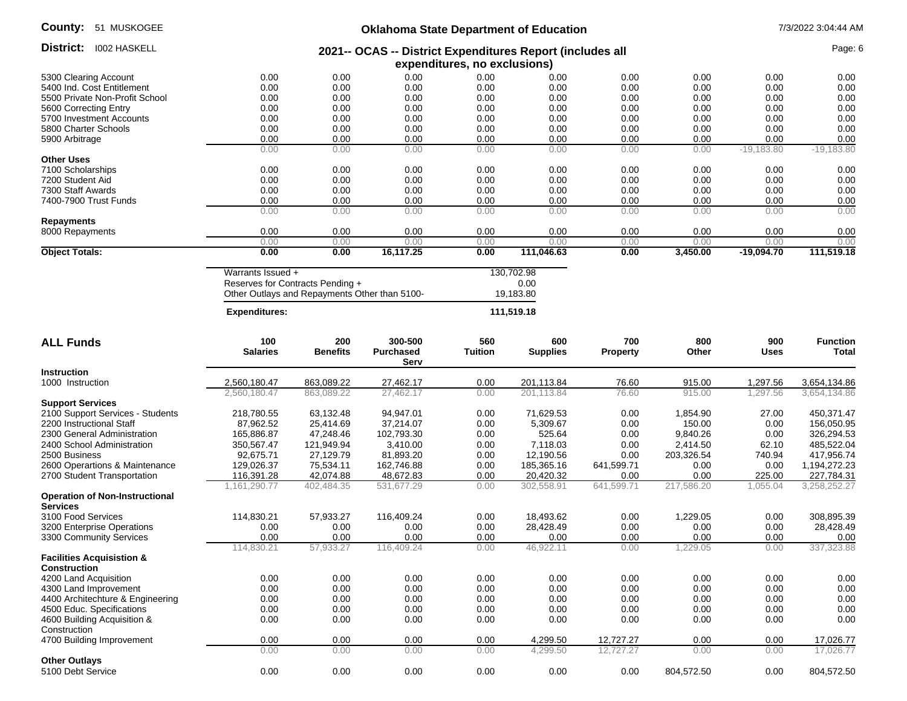County: 51 MUSKOGEE

District: I002 HASKELL

## Oklahoma State Department of Education

## 2021-- OCAS -- District Expenditures Report (includes all expenditures, no exclusions)

| | | | | | | | | | |
|---|---|---|---|---|---|---|---|---|---|
| 5300 Clearing Account | 0.00 | 0.00 | 0.00 | 0.00 | 0.00 | 0.00 | 0.00 | 0.00 | 0.00 |
| 5400 Ind. Cost Entitlement | 0.00 | 0.00 | 0.00 | 0.00 | 0.00 | 0.00 | 0.00 | 0.00 | 0.00 |
| 5500 Private Non-Profit School | 0.00 | 0.00 | 0.00 | 0.00 | 0.00 | 0.00 | 0.00 | 0.00 | 0.00 |
| 5600 Correcting Entry | 0.00 | 0.00 | 0.00 | 0.00 | 0.00 | 0.00 | 0.00 | 0.00 | 0.00 |
| 5700 Investment Accounts | 0.00 | 0.00 | 0.00 | 0.00 | 0.00 | 0.00 | 0.00 | 0.00 | 0.00 |
| 5800 Charter Schools | 0.00 | 0.00 | 0.00 | 0.00 | 0.00 | 0.00 | 0.00 | 0.00 | 0.00 |
| 5900 Arbitrage | 0.00 | 0.00 | 0.00 | 0.00 | 0.00 | 0.00 | 0.00 | 0.00 | 0.00 |
| | 0.00 | 0.00 | 0.00 | 0.00 | 0.00 | 0.00 | 0.00 | -19,183.80 | -19,183.80 |
| **Other Uses** | | | | | | | | | |
| 7100 Scholarships | 0.00 | 0.00 | 0.00 | 0.00 | 0.00 | 0.00 | 0.00 | 0.00 | 0.00 |
| 7200 Student Aid | 0.00 | 0.00 | 0.00 | 0.00 | 0.00 | 0.00 | 0.00 | 0.00 | 0.00 |
| 7300 Staff Awards | 0.00 | 0.00 | 0.00 | 0.00 | 0.00 | 0.00 | 0.00 | 0.00 | 0.00 |
| 7400-7900 Trust Funds | 0.00 | 0.00 | 0.00 | 0.00 | 0.00 | 0.00 | 0.00 | 0.00 | 0.00 |
| | 0.00 | 0.00 | 0.00 | 0.00 | 0.00 | 0.00 | 0.00 | 0.00 | 0.00 |
| **Repayments** | | | | | | | | | |
| 8000 Repayments | 0.00 | 0.00 | 0.00 | 0.00 | 0.00 | 0.00 | 0.00 | 0.00 | 0.00 |
| | 0.00 | 0.00 | 0.00 | 0.00 | 0.00 | 0.00 | 0.00 | 0.00 | 0.00 |
| **Object Totals:** | **0.00** | **0.00** | **16,117.25** | **0.00** | **111,046.63** | **0.00** | **3,450.00** | **-19,094.70** | **111,519.18** |

| | |
|---|---|
| Warrants Issued + | 130,702.98 |
| Reserves for Contracts Pending + | 0.00 |
| Other Outlays and Repayments Other than 5100- | 19,183.80 |
| **Expenditures:** | **111,519.18** |

## ALL Funds

| | 100 Salaries | 200 Benefits | 300-500 Purchased Serv | 560 Tuition | 600 Supplies | 700 Property | 800 Other | 900 Uses | Function Total |
|---|---|---|---|---|---|---|---|---|---|
| **Instruction** | | | | | | | | | |
| 1000 Instruction | 2,560,180.47 | 863,089.22 | 27,462.17 | 0.00 | 201,113.84 | 76.60 | 915.00 | 1,297.56 | 3,654,134.86 |
| | 2,560,180.47 | 863,089.22 | 27,462.17 | 0.00 | 201,113.84 | 76.60 | 915.00 | 1,297.56 | 3,654,134.86 |
| **Support Services** | | | | | | | | | |
| 2100 Support Services - Students | 218,780.55 | 63,132.48 | 94,947.01 | 0.00 | 71,629.53 | 0.00 | 1,854.90 | 27.00 | 450,371.47 |
| 2200 Instructional Staff | 87,962.52 | 25,414.69 | 37,214.07 | 0.00 | 5,309.67 | 0.00 | 150.00 | 0.00 | 156,050.95 |
| 2300 General Administration | 165,886.87 | 47,248.46 | 102,793.30 | 0.00 | 525.64 | 0.00 | 9,840.26 | 0.00 | 326,294.53 |
| 2400 School Administration | 350,567.47 | 121,949.94 | 3,410.00 | 0.00 | 7,118.03 | 0.00 | 2,414.50 | 62.10 | 485,522.04 |
| 2500 Business | 92,675.71 | 27,129.79 | 81,893.20 | 0.00 | 12,190.56 | 0.00 | 203,326.54 | 740.94 | 417,956.74 |
| 2600 Operartions & Maintenance | 129,026.37 | 75,534.11 | 162,746.88 | 0.00 | 185,365.16 | 641,599.71 | 0.00 | 0.00 | 1,194,272.23 |
| 2700 Student Transportation | 116,391.28 | 42,074.88 | 48,672.83 | 0.00 | 20,420.32 | 0.00 | 0.00 | 225.00 | 227,784.31 |
| | 1,161,290.77 | 402,484.35 | 531,677.29 | 0.00 | 302,558.91 | 641,599.71 | 217,586.20 | 1,055.04 | 3,258,252.27 |
| **Operation of Non-Instructional Services** | | | | | | | | | |
| 3100 Food Services | 114,830.21 | 57,933.27 | 116,409.24 | 0.00 | 18,493.62 | 0.00 | 1,229.05 | 0.00 | 308,895.39 |
| 3200 Enterprise Operations | 0.00 | 0.00 | 0.00 | 0.00 | 28,428.49 | 0.00 | 0.00 | 0.00 | 28,428.49 |
| 3300 Community Services | 0.00 | 0.00 | 0.00 | 0.00 | 0.00 | 0.00 | 0.00 | 0.00 | 0.00 |
| | 114,830.21 | 57,933.27 | 116,409.24 | 0.00 | 46,922.11 | 0.00 | 1,229.05 | 0.00 | 337,323.88 |
| **Facilities Acquisistion & Construction** | | | | | | | | | |
| 4200 Land Acquisition | 0.00 | 0.00 | 0.00 | 0.00 | 0.00 | 0.00 | 0.00 | 0.00 | 0.00 |
| 4300 Land Improvement | 0.00 | 0.00 | 0.00 | 0.00 | 0.00 | 0.00 | 0.00 | 0.00 | 0.00 |
| 4400 Architechture & Engineering | 0.00 | 0.00 | 0.00 | 0.00 | 0.00 | 0.00 | 0.00 | 0.00 | 0.00 |
| 4500 Educ. Specifications | 0.00 | 0.00 | 0.00 | 0.00 | 0.00 | 0.00 | 0.00 | 0.00 | 0.00 |
| 4600 Building Acquisition & Construction | 0.00 | 0.00 | 0.00 | 0.00 | 0.00 | 0.00 | 0.00 | 0.00 | 0.00 |
| 4700 Building Improvement | 0.00 | 0.00 | 0.00 | 0.00 | 4,299.50 | 12,727.27 | 0.00 | 0.00 | 17,026.77 |
| | 0.00 | 0.00 | 0.00 | 0.00 | 4,299.50 | 12,727.27 | 0.00 | 0.00 | 17,026.77 |
| **Other Outlays** | | | | | | | | | |
| 5100 Debt Service | 0.00 | 0.00 | 0.00 | 0.00 | 0.00 | 0.00 | 804,572.50 | 0.00 | 804,572.50 |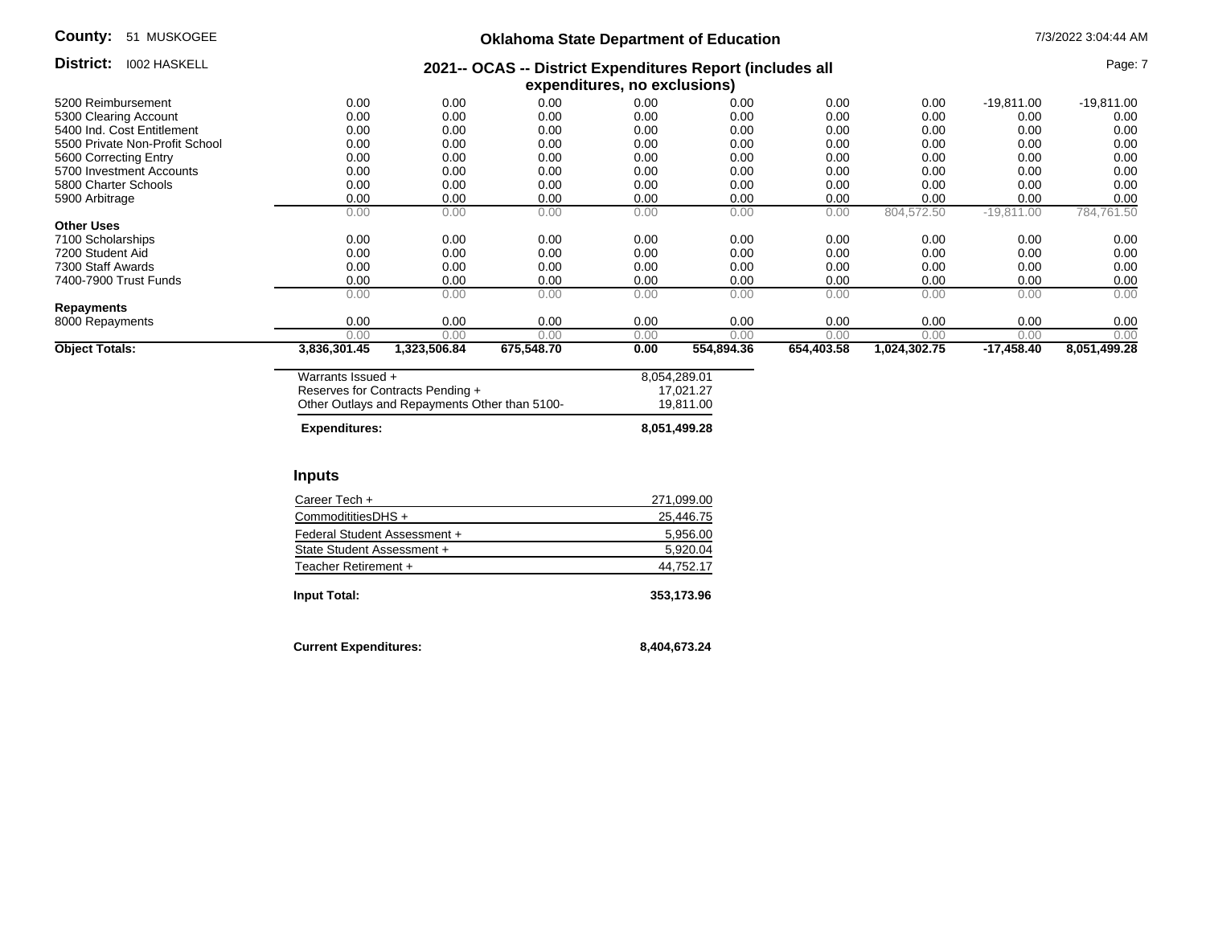| | | | | | | | | | |
|---|---|---|---|---|---|---|---|---|---|
| 5200 Reimbursement | 0.00 | 0.00 | 0.00 | 0.00 | 0.00 | 0.00 | 0.00 | -19,811.00 | -19,811.00 |
| 5300 Clearing Account | 0.00 | 0.00 | 0.00 | 0.00 | 0.00 | 0.00 | 0.00 | 0.00 | 0.00 |
| 5400 Ind. Cost Entitlement | 0.00 | 0.00 | 0.00 | 0.00 | 0.00 | 0.00 | 0.00 | 0.00 | 0.00 |
| 5500 Private Non-Profit School | 0.00 | 0.00 | 0.00 | 0.00 | 0.00 | 0.00 | 0.00 | 0.00 | 0.00 |
| 5600 Correcting Entry | 0.00 | 0.00 | 0.00 | 0.00 | 0.00 | 0.00 | 0.00 | 0.00 | 0.00 |
| 5700 Investment Accounts | 0.00 | 0.00 | 0.00 | 0.00 | 0.00 | 0.00 | 0.00 | 0.00 | 0.00 |
| 5800 Charter Schools | 0.00 | 0.00 | 0.00 | 0.00 | 0.00 | 0.00 | 0.00 | 0.00 | 0.00 |
| 5900 Arbitrage | 0.00 | 0.00 | 0.00 | 0.00 | 0.00 | 0.00 | 0.00 | 0.00 | 0.00 |
| | 0.00 | 0.00 | 0.00 | 0.00 | 0.00 | 0.00 | 804,572.50 | -19,811.00 | 784,761.50 |
| **Other Uses** | | | | | | | | | |
| 7100 Scholarships | 0.00 | 0.00 | 0.00 | 0.00 | 0.00 | 0.00 | 0.00 | 0.00 | 0.00 |
| 7200 Student Aid | 0.00 | 0.00 | 0.00 | 0.00 | 0.00 | 0.00 | 0.00 | 0.00 | 0.00 |
| 7300 Staff Awards | 0.00 | 0.00 | 0.00 | 0.00 | 0.00 | 0.00 | 0.00 | 0.00 | 0.00 |
| 7400-7900 Trust Funds | 0.00 | 0.00 | 0.00 | 0.00 | 0.00 | 0.00 | 0.00 | 0.00 | 0.00 |
| | 0.00 | 0.00 | 0.00 | 0.00 | 0.00 | 0.00 | 0.00 | 0.00 | 0.00 |
| **Repayments** | | | | | | | | | |
| 8000 Repayments | 0.00 | 0.00 | 0.00 | 0.00 | 0.00 | 0.00 | 0.00 | 0.00 | 0.00 |
| | 0.00 | 0.00 | 0.00 | 0.00 | 0.00 | 0.00 | 0.00 | 0.00 | 0.00 |
| **Object Totals:** | **3,836,301.45** | **1,323,506.84** | **675,548.70** | **0.00** | **554,894.36** | **654,403.58** | **1,024,302.75** | **-17,458.40** | **8,051,499.28** |

| | |
|---|---|
| Warrants Issued + | 8,054,289.01 |
| Reserves for Contracts Pending + | 17,021.27 |
| Other Outlays and Repayments Other than 5100- | 19,811.00 |
| **Expenditures:** | **8,051,499.28** |

## Inputs

| | |
|---|---|
| Career Tech + | 271,099.00 |
| Commoditities DHS + | 25,446.75 |
| Federal Student Assessment + | 5,956.00 |
| State Student Assessment + | 5,920.04 |
| Teacher Retirement + | 44,752.17 |
| **Input Total:** | **353,173.96** |

**Current Expenditures:** **8,404,673.24**